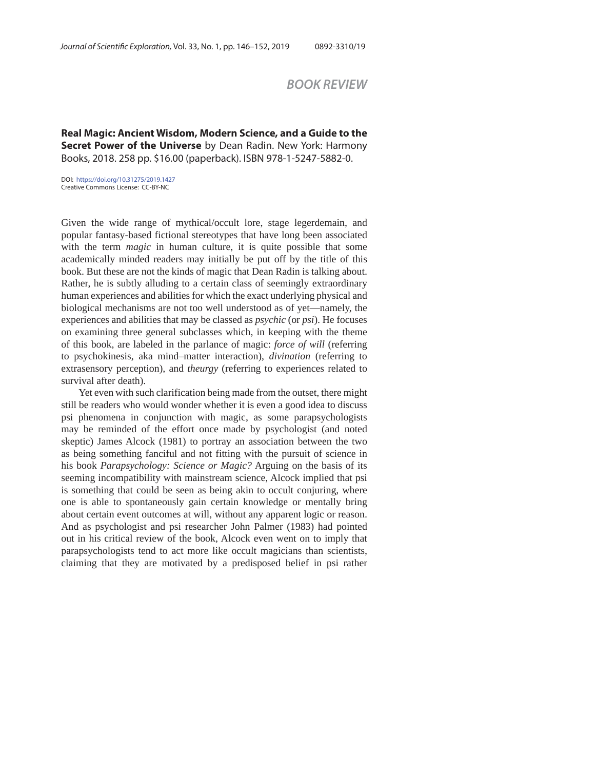# BOOK REVIEW

**Real Magic: Ancient Wisdom, Modern Science, and a Guide to the Secret Power of the Universe** by Dean Radin. New York: Harmony Books, 2018. 258 pp. $16.00 (paperback). ISBN 978-1-5247-5882-0.

DOI: https://doi.org/10.31275/2019.1427
Creative Commons License: CC-BY-NC

Given the wide range of mythical/occult lore, stage legerdemain, and popular fantasy-based fictional stereotypes that have long been associated with the term *magic* in human culture, it is quite possible that some academically minded readers may initially be put off by the title of this book. But these are not the kinds of magic that Dean Radin is talking about. Rather, he is subtly alluding to a certain class of seemingly extraordinary human experiences and abilities for which the exact underlying physical and biological mechanisms are not too well understood as of yet—namely, the experiences and abilities that may be classed as *psychic* (or *psi*). He focuses on examining three general subclasses which, in keeping with the theme of this book, are labeled in the parlance of magic: *force of will* (referring to psychokinesis, aka mind–matter interaction), *divination* (referring to extrasensory perception), and *theurgy* (referring to experiences related to survival after death).

Yet even with such clarification being made from the outset, there might still be readers who would wonder whether it is even a good idea to discuss psi phenomena in conjunction with magic, as some parapsychologists may be reminded of the effort once made by psychologist (and noted skeptic) James Alcock (1981) to portray an association between the two as being something fanciful and not fitting with the pursuit of science in his book *Parapsychology: Science or Magic?* Arguing on the basis of its seeming incompatibility with mainstream science, Alcock implied that psi is something that could be seen as being akin to occult conjuring, where one is able to spontaneously gain certain knowledge or mentally bring about certain event outcomes at will, without any apparent logic or reason. And as psychologist and psi researcher John Palmer (1983) had pointed out in his critical review of the book, Alcock even went on to imply that parapsychologists tend to act more like occult magicians than scientists, claiming that they are motivated by a predisposed belief in psi rather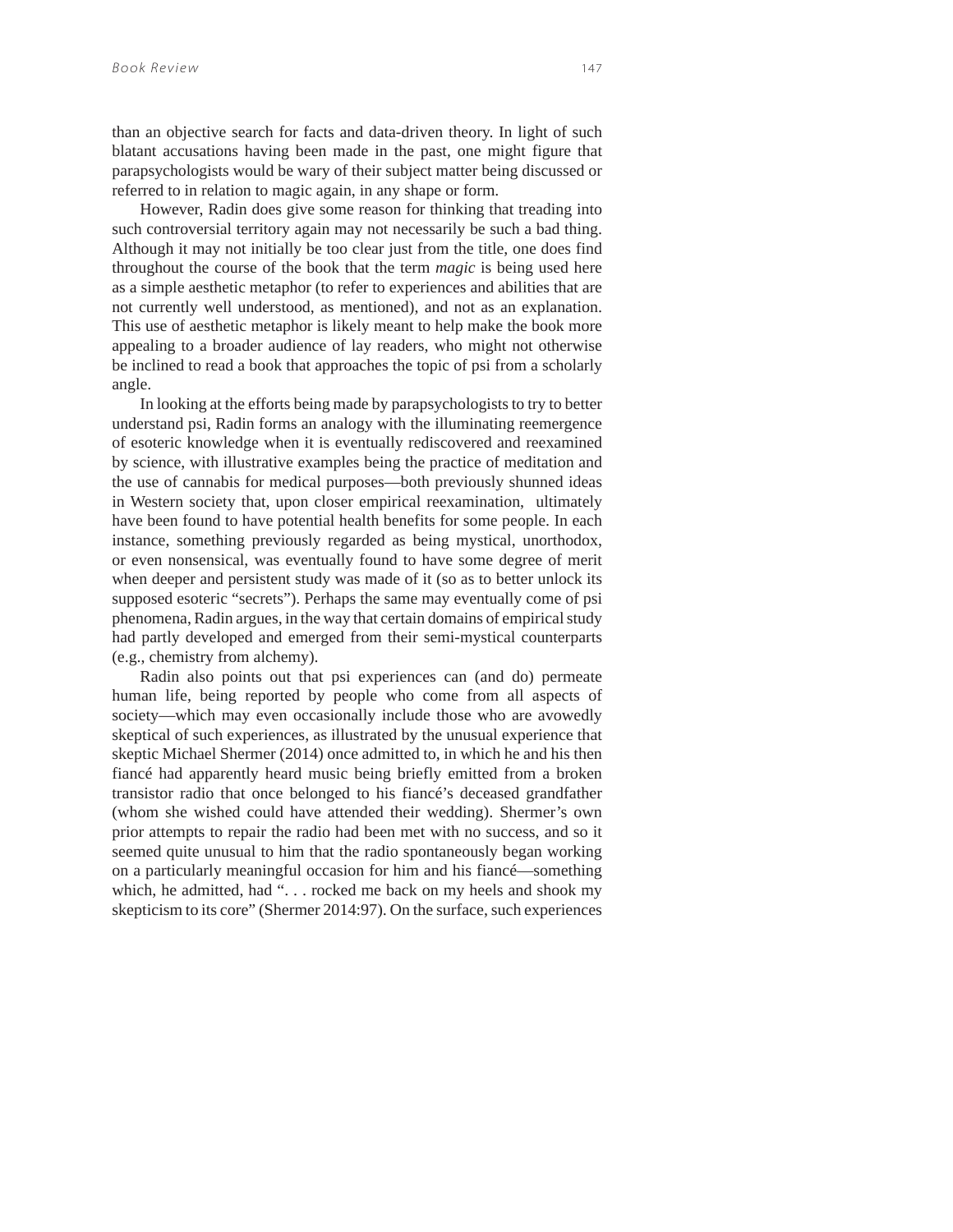than an objective search for facts and data-driven theory. In light of such blatant accusations having been made in the past, one might figure that parapsychologists would be wary of their subject matter being discussed or referred to in relation to magic again, in any shape or form.

However, Radin does give some reason for thinking that treading into such controversial territory again may not necessarily be such a bad thing. Although it may not initially be too clear just from the title, one does find throughout the course of the book that the term *magic* is being used here as a simple aesthetic metaphor (to refer to experiences and abilities that are not currently well understood, as mentioned), and not as an explanation. This use of aesthetic metaphor is likely meant to help make the book more appealing to a broader audience of lay readers, who might not otherwise be inclined to read a book that approaches the topic of psi from a scholarly angle.

In looking at the efforts being made by parapsychologists to try to better understand psi, Radin forms an analogy with the illuminating reemergence of esoteric knowledge when it is eventually rediscovered and reexamined by science, with illustrative examples being the practice of meditation and the use of cannabis for medical purposes—both previously shunned ideas in Western society that, upon closer empirical reexamination, ultimately have been found to have potential health benefits for some people. In each instance, something previously regarded as being mystical, unorthodox, or even nonsensical, was eventually found to have some degree of merit when deeper and persistent study was made of it (so as to better unlock its supposed esoteric "secrets"). Perhaps the same may eventually come of psi phenomena, Radin argues, in the way that certain domains of empirical study had partly developed and emerged from their semi-mystical counterparts (e.g., chemistry from alchemy).

Radin also points out that psi experiences can (and do) permeate human life, being reported by people who come from all aspects of society—which may even occasionally include those who are avowedly skeptical of such experiences, as illustrated by the unusual experience that skeptic Michael Shermer (2014) once admitted to, in which he and his then fiancé had apparently heard music being briefly emitted from a broken transistor radio that once belonged to his fiancé's deceased grandfather (whom she wished could have attended their wedding). Shermer's own prior attempts to repair the radio had been met with no success, and so it seemed quite unusual to him that the radio spontaneously began working on a particularly meaningful occasion for him and his fiancé—something which, he admitted, had ". . . rocked me back on my heels and shook my skepticism to its core" (Shermer 2014:97). On the surface, such experiences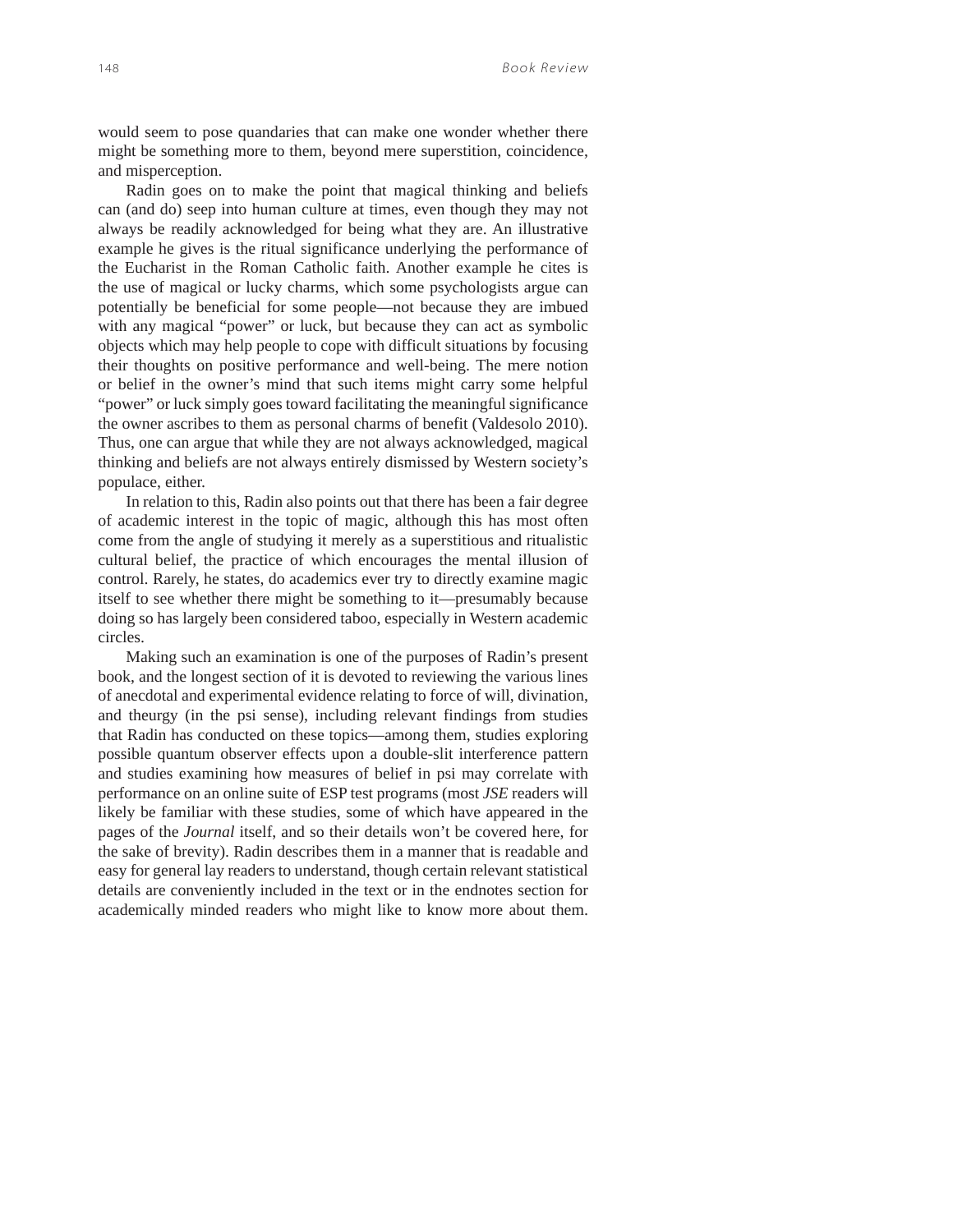would seem to pose quandaries that can make one wonder whether there might be something more to them, beyond mere superstition, coincidence, and misperception.

Radin goes on to make the point that magical thinking and beliefs can (and do) seep into human culture at times, even though they may not always be readily acknowledged for being what they are. An illustrative example he gives is the ritual significance underlying the performance of the Eucharist in the Roman Catholic faith. Another example he cites is the use of magical or lucky charms, which some psychologists argue can potentially be beneficial for some people—not because they are imbued with any magical "power" or luck, but because they can act as symbolic objects which may help people to cope with difficult situations by focusing their thoughts on positive performance and well-being. The mere notion or belief in the owner's mind that such items might carry some helpful "power" or luck simply goes toward facilitating the meaningful significance the owner ascribes to them as personal charms of benefit (Valdesolo 2010). Thus, one can argue that while they are not always acknowledged, magical thinking and beliefs are not always entirely dismissed by Western society's populace, either.

In relation to this, Radin also points out that there has been a fair degree of academic interest in the topic of magic, although this has most often come from the angle of studying it merely as a superstitious and ritualistic cultural belief, the practice of which encourages the mental illusion of control. Rarely, he states, do academics ever try to directly examine magic itself to see whether there might be something to it—presumably because doing so has largely been considered taboo, especially in Western academic circles.

Making such an examination is one of the purposes of Radin's present book, and the longest section of it is devoted to reviewing the various lines of anecdotal and experimental evidence relating to force of will, divination, and theurgy (in the psi sense), including relevant findings from studies that Radin has conducted on these topics—among them, studies exploring possible quantum observer effects upon a double-slit interference pattern and studies examining how measures of belief in psi may correlate with performance on an online suite of ESP test programs (most *JSE* readers will likely be familiar with these studies, some of which have appeared in the pages of the *Journal* itself, and so their details won't be covered here, for the sake of brevity). Radin describes them in a manner that is readable and easy for general lay readers to understand, though certain relevant statistical details are conveniently included in the text or in the endnotes section for academically minded readers who might like to know more about them.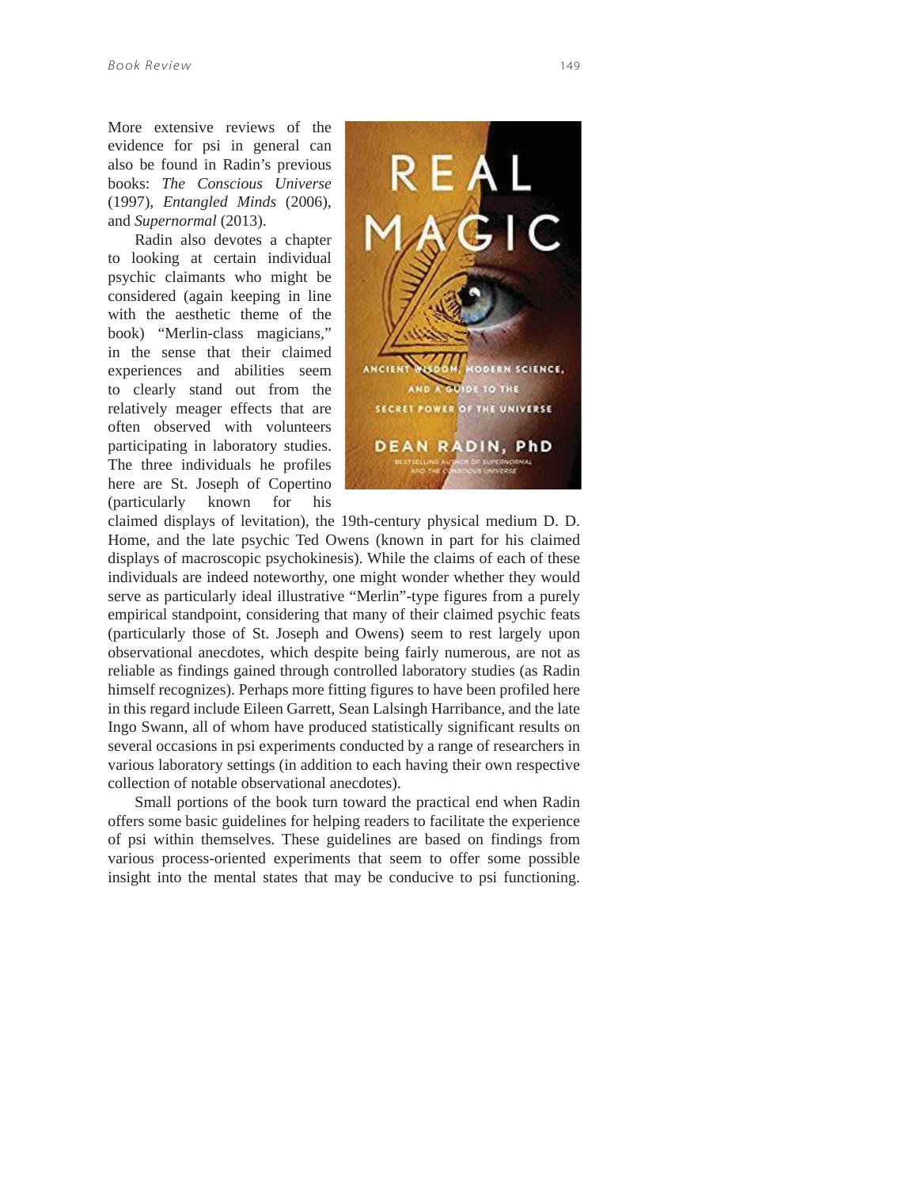More extensive reviews of the evidence for psi in general can also be found in Radin's previous books: *The Conscious Universe* (1997), *Entangled Minds* (2006), and *Supernormal* (2013).

Radin also devotes a chapter to looking at certain individual psychic claimants who might be considered (again keeping in line with the aesthetic theme of the book) "Merlin-class magicians," in the sense that their claimed experiences and abilities seem to clearly stand out from the relatively meager effects that are often observed with volunteers participating in laboratory studies. The three individuals he profiles here are St. Joseph of Copertino (particularly known for his claimed displays of levitation), the 19th-century physical medium D. D. Home, and the late psychic Ted Owens (known in part for his claimed displays of macroscopic psychokinesis). While the claims of each of these individuals are indeed noteworthy, one might wonder whether they would serve as particularly ideal illustrative "Merlin"-type figures from a purely empirical standpoint, considering that many of their claimed psychic feats (particularly those of St. Joseph and Owens) seem to rest largely upon observational anecdotes, which despite being fairly numerous, are not as reliable as findings gained through controlled laboratory studies (as Radin himself recognizes). Perhaps more fitting figures to have been profiled here in this regard include Eileen Garrett, Sean Lalsingh Harribance, and the late Ingo Swann, all of whom have produced statistically significant results on several occasions in psi experiments conducted by a range of researchers in various laboratory settings (in addition to each having their own respective collection of notable observational anecdotes).

Small portions of the book turn toward the practical end when Radin offers some basic guidelines for helping readers to facilitate the experience of psi within themselves. These guidelines are based on findings from various process-oriented experiments that seem to offer some possible insight into the mental states that may be conducive to psi functioning.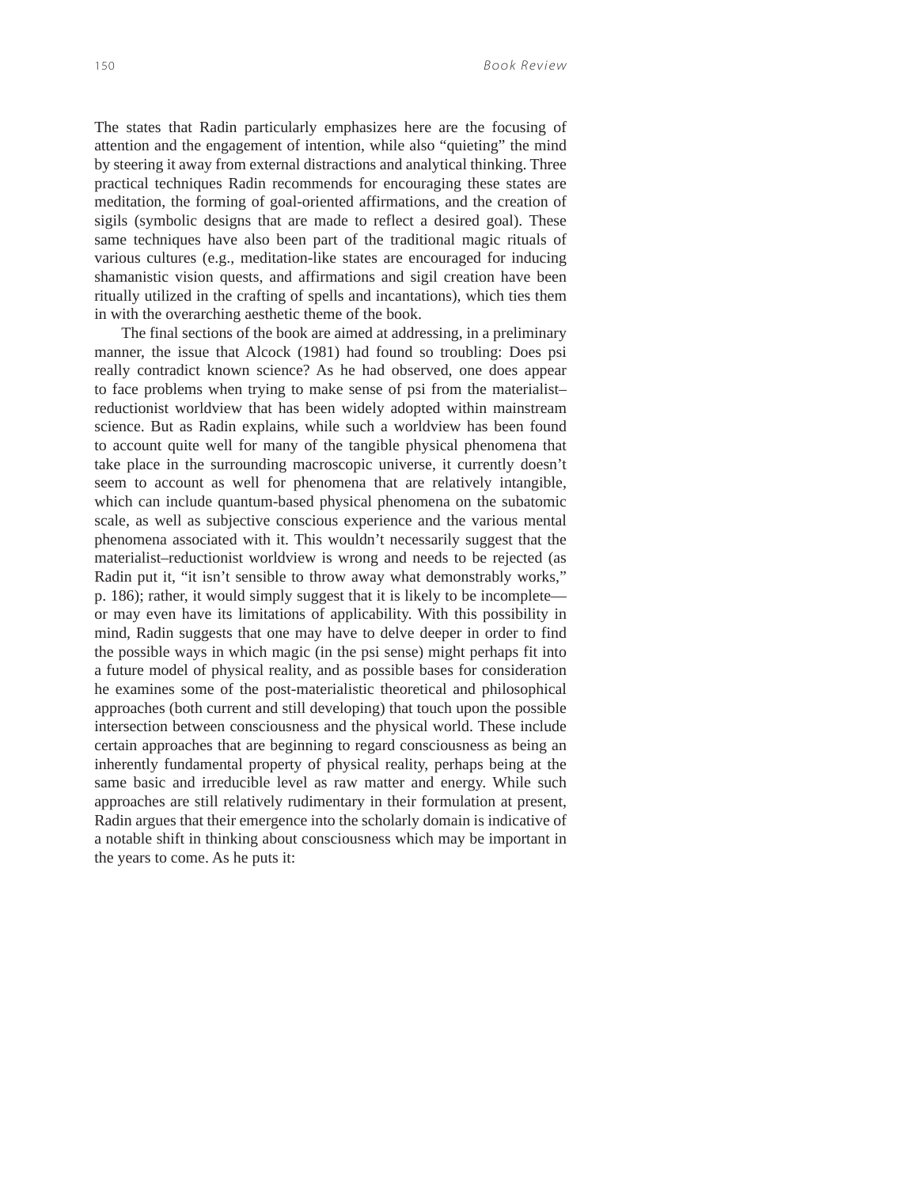The states that Radin particularly emphasizes here are the focusing of attention and the engagement of intention, while also "quieting" the mind by steering it away from external distractions and analytical thinking. Three practical techniques Radin recommends for encouraging these states are meditation, the forming of goal-oriented affirmations, and the creation of sigils (symbolic designs that are made to reflect a desired goal). These same techniques have also been part of the traditional magic rituals of various cultures (e.g., meditation-like states are encouraged for inducing shamanistic vision quests, and affirmations and sigil creation have been ritually utilized in the crafting of spells and incantations), which ties them in with the overarching aesthetic theme of the book.

The final sections of the book are aimed at addressing, in a preliminary manner, the issue that Alcock (1981) had found so troubling: Does psi really contradict known science? As he had observed, one does appear to face problems when trying to make sense of psi from the materialist–reductionist worldview that has been widely adopted within mainstream science. But as Radin explains, while such a worldview has been found to account quite well for many of the tangible physical phenomena that take place in the surrounding macroscopic universe, it currently doesn't seem to account as well for phenomena that are relatively intangible, which can include quantum-based physical phenomena on the subatomic scale, as well as subjective conscious experience and the various mental phenomena associated with it. This wouldn't necessarily suggest that the materialist–reductionist worldview is wrong and needs to be rejected (as Radin put it, "it isn't sensible to throw away what demonstrably works," p. 186); rather, it would simply suggest that it is likely to be incomplete—or may even have its limitations of applicability. With this possibility in mind, Radin suggests that one may have to delve deeper in order to find the possible ways in which magic (in the psi sense) might perhaps fit into a future model of physical reality, and as possible bases for consideration he examines some of the post-materialistic theoretical and philosophical approaches (both current and still developing) that touch upon the possible intersection between consciousness and the physical world. These include certain approaches that are beginning to regard consciousness as being an inherently fundamental property of physical reality, perhaps being at the same basic and irreducible level as raw matter and energy. While such approaches are still relatively rudimentary in their formulation at present, Radin argues that their emergence into the scholarly domain is indicative of a notable shift in thinking about consciousness which may be important in the years to come. As he puts it: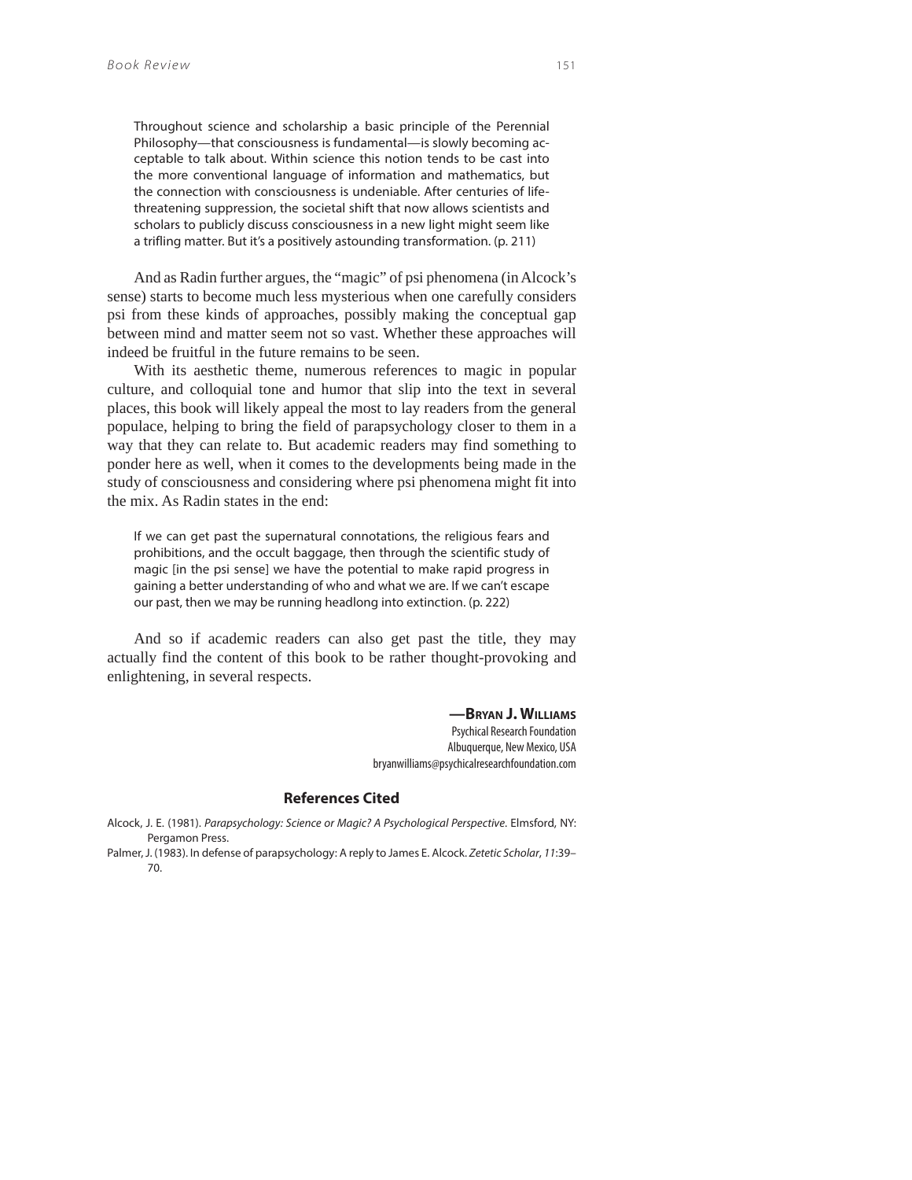> Throughout science and scholarship a basic principle of the Perennial Philosophy—that consciousness is fundamental—is slowly becoming acceptable to talk about. Within science this notion tends to be cast into the more conventional language of information and mathematics, but the connection with consciousness is undeniable. After centuries of life-threatening suppression, the societal shift that now allows scientists and scholars to publicly discuss consciousness in a new light might seem like a trifling matter. But it's a positively astounding transformation. (p. 211)

And as Radin further argues, the "magic" of psi phenomena (in Alcock's sense) starts to become much less mysterious when one carefully considers psi from these kinds of approaches, possibly making the conceptual gap between mind and matter seem not so vast. Whether these approaches will indeed be fruitful in the future remains to be seen.

With its aesthetic theme, numerous references to magic in popular culture, and colloquial tone and humor that slip into the text in several places, this book will likely appeal the most to lay readers from the general populace, helping to bring the field of parapsychology closer to them in a way that they can relate to. But academic readers may find something to ponder here as well, when it comes to the developments being made in the study of consciousness and considering where psi phenomena might fit into the mix. As Radin states in the end:

> If we can get past the supernatural connotations, the religious fears and prohibitions, and the occult baggage, then through the scientific study of magic [in the psi sense] we have the potential to make rapid progress in gaining a better understanding of who and what we are. If we can't escape our past, then we may be running headlong into extinction. (p. 222)

And so if academic readers can also get past the title, they may actually find the content of this book to be rather thought-provoking and enlightening, in several respects.

**—Bryan J. Williams**
Psychical Research Foundation
Albuquerque, New Mexico, USA
bryanwilliams@psychicalresearchfoundation.com

## References Cited

Alcock, J. E. (1981). *Parapsychology: Science or Magic? A Psychological Perspective.* Elmsford, NY: Pergamon Press.

Palmer, J. (1983). In defense of parapsychology: A reply to James E. Alcock. *Zetetic Scholar*, *11*:39–70.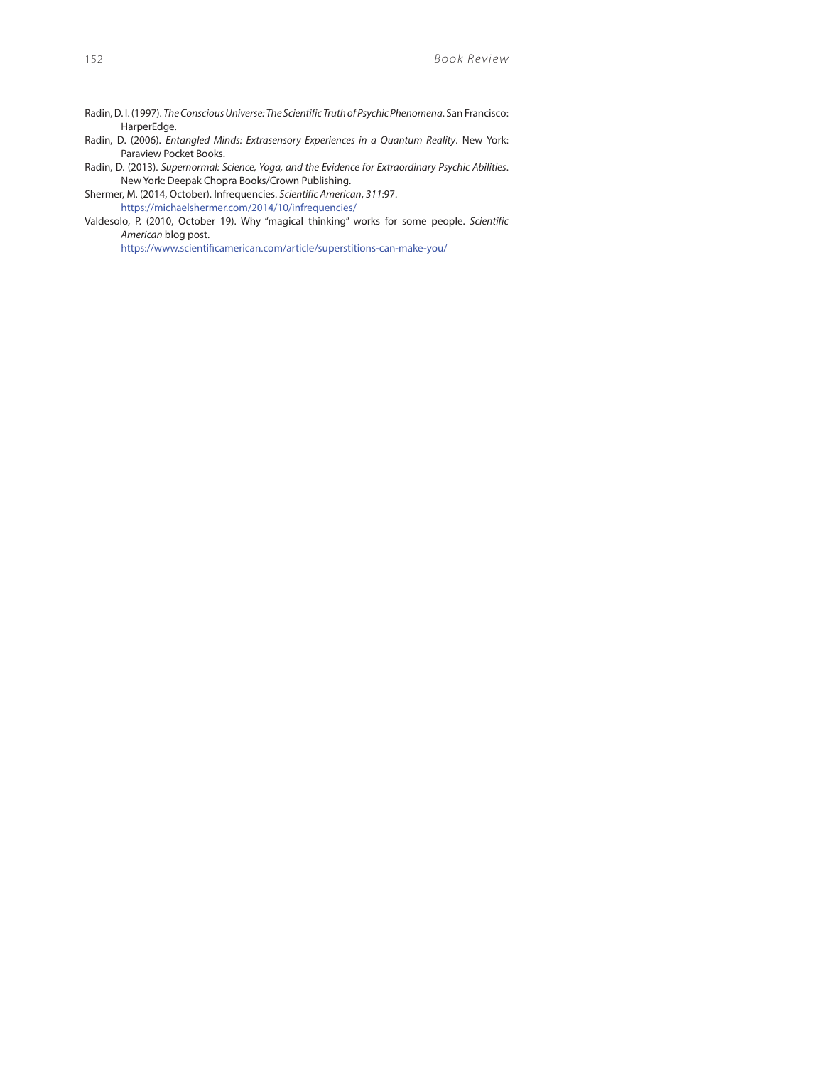Radin, D. I. (1997). *The Conscious Universe: The Scientific Truth of Psychic Phenomena*. San Francisco: HarperEdge.

Radin, D. (2006). *Entangled Minds: Extrasensory Experiences in a Quantum Reality*. New York: Paraview Pocket Books.

Radin, D. (2013). *Supernormal: Science, Yoga, and the Evidence for Extraordinary Psychic Abilities*. New York: Deepak Chopra Books/Crown Publishing.

Shermer, M. (2014, October). Infrequencies. *Scientific American*, *311*:97. https://michaelshermer.com/2014/10/infrequencies/

Valdesolo, P. (2010, October 19). Why "magical thinking" works for some people. *Scientific American* blog post. https://www.scientificamerican.com/article/superstitions-can-make-you/